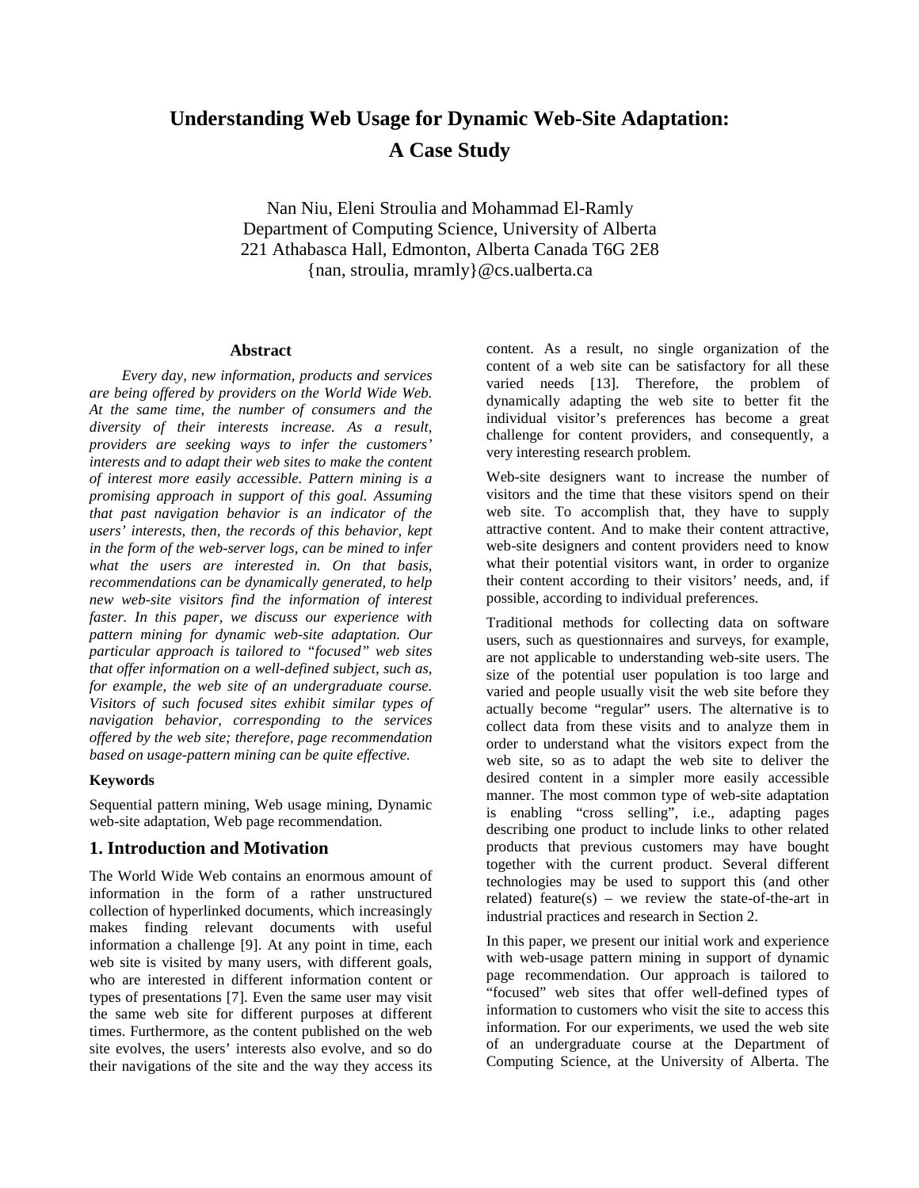# Understanding Web Usage for Dynamic Web-Site Adaptation: A Case Study

Nan Niu, Eleni Stroulia and Mohammad El-Ramly
Department of Computing Science, University of Alberta
221 Athabasca Hall, Edmonton, Alberta Canada T6G 2E8
{nan, stroulia, mramly}@cs.ualberta.ca

### Abstract

*Every day, new information, products and services are being offered by providers on the World Wide Web. At the same time, the number of consumers and the diversity of their interests increase. As a result, providers are seeking ways to infer the customers' interests and to adapt their web sites to make the content of interest more easily accessible. Pattern mining is a promising approach in support of this goal. Assuming that past navigation behavior is an indicator of the users' interests, then, the records of this behavior, kept in the form of the web-server logs, can be mined to infer what the users are interested in. On that basis, recommendations can be dynamically generated, to help new web-site visitors find the information of interest faster. In this paper, we discuss our experience with pattern mining for dynamic web-site adaptation. Our particular approach is tailored to "focused" web sites that offer information on a well-defined subject, such as, for example, the web site of an undergraduate course. Visitors of such focused sites exhibit similar types of navigation behavior, corresponding to the services offered by the web site; therefore, page recommendation based on usage-pattern mining can be quite effective.*

#### Keywords

Sequential pattern mining, Web usage mining, Dynamic web-site adaptation, Web page recommendation.

## 1. Introduction and Motivation

The World Wide Web contains an enormous amount of information in the form of a rather unstructured collection of hyperlinked documents, which increasingly makes finding relevant documents with useful information a challenge [9]. At any point in time, each web site is visited by many users, with different goals, who are interested in different information content or types of presentations [7]. Even the same user may visit the same web site for different purposes at different times. Furthermore, as the content published on the web site evolves, the users' interests also evolve, and so do their navigations of the site and the way they access its content. As a result, no single organization of the content of a web site can be satisfactory for all these varied needs [13]. Therefore, the problem of dynamically adapting the web site to better fit the individual visitor's preferences has become a great challenge for content providers, and consequently, a very interesting research problem.

Web-site designers want to increase the number of visitors and the time that these visitors spend on their web site. To accomplish that, they have to supply attractive content. And to make their content attractive, web-site designers and content providers need to know what their potential visitors want, in order to organize their content according to their visitors' needs, and, if possible, according to individual preferences.

Traditional methods for collecting data on software users, such as questionnaires and surveys, for example, are not applicable to understanding web-site users. The size of the potential user population is too large and varied and people usually visit the web site before they actually become "regular" users. The alternative is to collect data from these visits and to analyze them in order to understand what the visitors expect from the web site, so as to adapt the web site to deliver the desired content in a simpler more easily accessible manner. The most common type of web-site adaptation is enabling "cross selling", i.e., adapting pages describing one product to include links to other related products that previous customers may have bought together with the current product. Several different technologies may be used to support this (and other related) feature(s) – we review the state-of-the-art in industrial practices and research in Section 2.

In this paper, we present our initial work and experience with web-usage pattern mining in support of dynamic page recommendation. Our approach is tailored to "focused" web sites that offer well-defined types of information to customers who visit the site to access this information. For our experiments, we used the web site of an undergraduate course at the Department of Computing Science, at the University of Alberta. The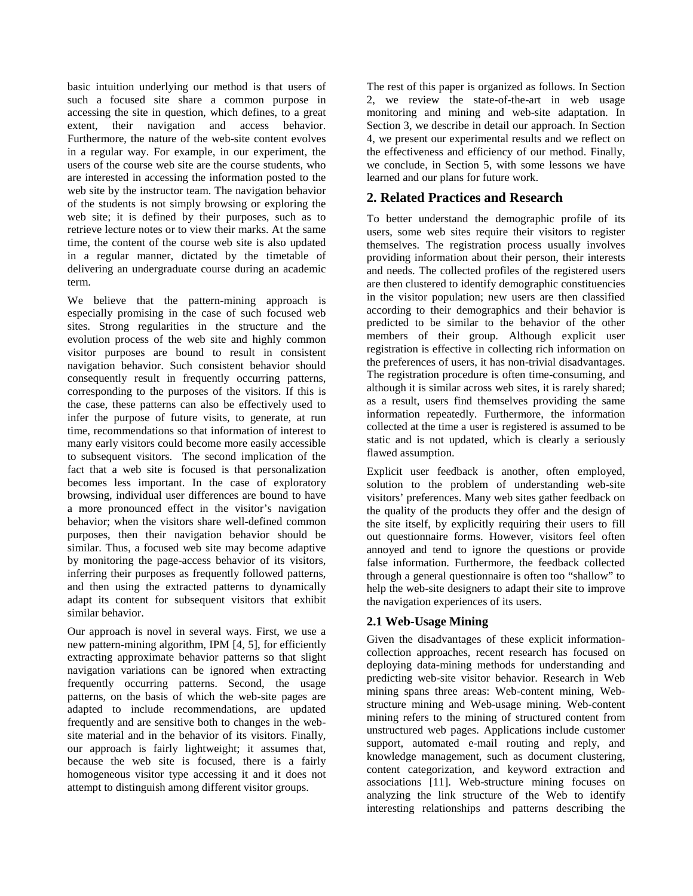basic intuition underlying our method is that users of such a focused site share a common purpose in accessing the site in question, which defines, to a great extent, their navigation and access behavior. Furthermore, the nature of the web-site content evolves in a regular way. For example, in our experiment, the users of the course web site are the course students, who are interested in accessing the information posted to the web site by the instructor team. The navigation behavior of the students is not simply browsing or exploring the web site; it is defined by their purposes, such as to retrieve lecture notes or to view their marks. At the same time, the content of the course web site is also updated in a regular manner, dictated by the timetable of delivering an undergraduate course during an academic term.

We believe that the pattern-mining approach is especially promising in the case of such focused web sites. Strong regularities in the structure and the evolution process of the web site and highly common visitor purposes are bound to result in consistent navigation behavior. Such consistent behavior should consequently result in frequently occurring patterns, corresponding to the purposes of the visitors. If this is the case, these patterns can also be effectively used to infer the purpose of future visits, to generate, at run time, recommendations so that information of interest to many early visitors could become more easily accessible to subsequent visitors. The second implication of the fact that a web site is focused is that personalization becomes less important. In the case of exploratory browsing, individual user differences are bound to have a more pronounced effect in the visitor's navigation behavior; when the visitors share well-defined common purposes, then their navigation behavior should be similar. Thus, a focused web site may become adaptive by monitoring the page-access behavior of its visitors, inferring their purposes as frequently followed patterns, and then using the extracted patterns to dynamically adapt its content for subsequent visitors that exhibit similar behavior.

Our approach is novel in several ways. First, we use a new pattern-mining algorithm, IPM [4, 5], for efficiently extracting approximate behavior patterns so that slight navigation variations can be ignored when extracting frequently occurring patterns. Second, the usage patterns, on the basis of which the web-site pages are adapted to include recommendations, are updated frequently and are sensitive both to changes in the web-site material and in the behavior of its visitors. Finally, our approach is fairly lightweight; it assumes that, because the web site is focused, there is a fairly homogeneous visitor type accessing it and it does not attempt to distinguish among different visitor groups.

The rest of this paper is organized as follows. In Section 2, we review the state-of-the-art in web usage monitoring and mining and web-site adaptation. In Section 3, we describe in detail our approach. In Section 4, we present our experimental results and we reflect on the effectiveness and efficiency of our method. Finally, we conclude, in Section 5, with some lessons we have learned and our plans for future work.

## 2. Related Practices and Research

To better understand the demographic profile of its users, some web sites require their visitors to register themselves. The registration process usually involves providing information about their person, their interests and needs. The collected profiles of the registered users are then clustered to identify demographic constituencies in the visitor population; new users are then classified according to their demographics and their behavior is predicted to be similar to the behavior of the other members of their group. Although explicit user registration is effective in collecting rich information on the preferences of users, it has non-trivial disadvantages. The registration procedure is often time-consuming, and although it is similar across web sites, it is rarely shared; as a result, users find themselves providing the same information repeatedly. Furthermore, the information collected at the time a user is registered is assumed to be static and is not updated, which is clearly a seriously flawed assumption.

Explicit user feedback is another, often employed, solution to the problem of understanding web-site visitors' preferences. Many web sites gather feedback on the quality of the products they offer and the design of the site itself, by explicitly requiring their users to fill out questionnaire forms. However, visitors feel often annoyed and tend to ignore the questions or provide false information. Furthermore, the feedback collected through a general questionnaire is often too "shallow" to help the web-site designers to adapt their site to improve the navigation experiences of its users.

### 2.1 Web-Usage Mining

Given the disadvantages of these explicit information-collection approaches, recent research has focused on deploying data-mining methods for understanding and predicting web-site visitor behavior. Research in Web mining spans three areas: Web-content mining, Web-structure mining and Web-usage mining. Web-content mining refers to the mining of structured content from unstructured web pages. Applications include customer support, automated e-mail routing and reply, and knowledge management, such as document clustering, content categorization, and keyword extraction and associations [11]. Web-structure mining focuses on analyzing the link structure of the Web to identify interesting relationships and patterns describing the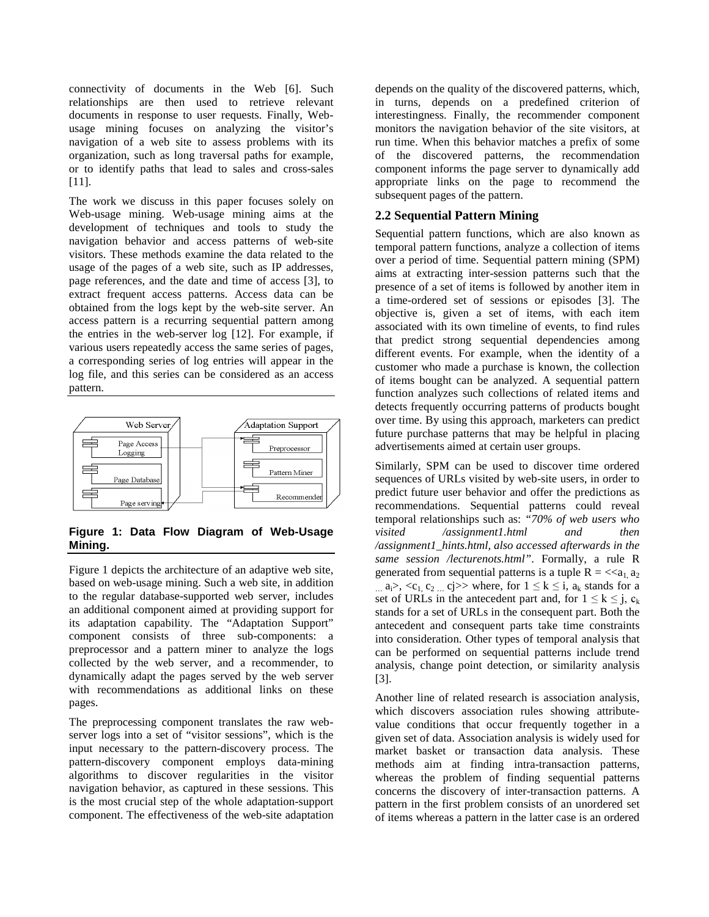connectivity of documents in the Web [6]. Such relationships are then used to retrieve relevant documents in response to user requests. Finally, Web-usage mining focuses on analyzing the visitor's navigation of a web site to assess problems with its organization, such as long traversal paths for example, or to identify paths that lead to sales and cross-sales [11].

The work we discuss in this paper focuses solely on Web-usage mining. Web-usage mining aims at the development of techniques and tools to study the navigation behavior and access patterns of web-site visitors. These methods examine the data related to the usage of the pages of a web site, such as IP addresses, page references, and the date and time of access [3], to extract frequent access patterns. Access data can be obtained from the logs kept by the web-site server. An access pattern is a recurring sequential pattern among the entries in the web-server log [12]. For example, if various users repeatedly access the same series of pages, a corresponding series of log entries will appear in the log file, and this series can be considered as an access pattern.

**Figure 1: Data Flow Diagram of Web-Usage Mining.**

Figure 1 depicts the architecture of an adaptive web site, based on web-usage mining. Such a web site, in addition to the regular database-supported web server, includes an additional component aimed at providing support for its adaptation capability. The "Adaptation Support" component consists of three sub-components: a preprocessor and a pattern miner to analyze the logs collected by the web server, and a recommender, to dynamically adapt the pages served by the web server with recommendations as additional links on these pages.

The preprocessing component translates the raw web-server logs into a set of "visitor sessions", which is the input necessary to the pattern-discovery process. The pattern-discovery component employs data-mining algorithms to discover regularities in the visitor navigation behavior, as captured in these sessions. This is the most crucial step of the whole adaptation-support component. The effectiveness of the web-site adaptation depends on the quality of the discovered patterns, which, in turns, depends on a predefined criterion of interestingness. Finally, the recommender component monitors the navigation behavior of the site visitors, at run time. When this behavior matches a prefix of some of the discovered patterns, the recommendation component informs the page server to dynamically add appropriate links on the page to recommend the subsequent pages of the pattern.

## 2.2 Sequential Pattern Mining

Sequential pattern functions, which are also known as temporal pattern functions, analyze a collection of items over a period of time. Sequential pattern mining (SPM) aims at extracting inter-session patterns such that the presence of a set of items is followed by another item in a time-ordered set of sessions or episodes [3]. The objective is, given a set of items, with each item associated with its own timeline of events, to find rules that predict strong sequential dependencies among different events. For example, when the identity of a customer who made a purchase is known, the collection of items bought can be analyzed. A sequential pattern function analyzes such collections of related items and detects frequently occurring patterns of products bought over time. By using this approach, marketers can predict future purchase patterns that may be helpful in placing advertisements aimed at certain user groups.

Similarly, SPM can be used to discover time ordered sequences of URLs visited by web-site users, in order to predict future user behavior and offer the predictions as recommendations. Sequential patterns could reveal temporal relationships such as: *"70% of web users who visited /assignment1.html and then /assignment1_hints.html, also accessed afterwards in the same session /lecturenots.html"*. Formally, a rule R generated from sequential patterns is a tuple $R = \langle\langle a_1, a_2 \ldots a_i\rangle, \langle c_1, c_2 \ldots c_j\rangle\rangle$ where, for $1 \leq k \leq i$, $a_k$ stands for a set of URLs in the antecedent part and, for $1 \leq k \leq j$, $c_k$ stands for a set of URLs in the consequent part. Both the antecedent and consequent parts take time constraints into consideration. Other types of temporal analysis that can be performed on sequential patterns include trend analysis, change point detection, or similarity analysis [3].

Another line of related research is association analysis, which discovers association rules showing attribute-value conditions that occur frequently together in a given set of data. Association analysis is widely used for market basket or transaction data analysis. These methods aim at finding intra-transaction patterns, whereas the problem of finding sequential patterns concerns the discovery of inter-transaction patterns. A pattern in the first problem consists of an unordered set of items whereas a pattern in the latter case is an ordered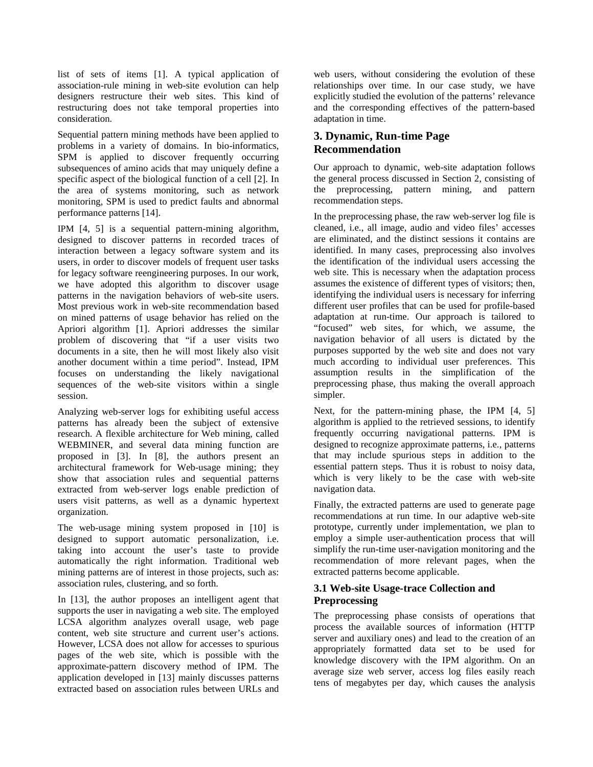list of sets of items [1]. A typical application of association-rule mining in web-site evolution can help designers restructure their web sites. This kind of restructuring does not take temporal properties into consideration.

Sequential pattern mining methods have been applied to problems in a variety of domains. In bio-informatics, SPM is applied to discover frequently occurring subsequences of amino acids that may uniquely define a specific aspect of the biological function of a cell [2]. In the area of systems monitoring, such as network monitoring, SPM is used to predict faults and abnormal performance patterns [14].

IPM [4, 5] is a sequential pattern-mining algorithm, designed to discover patterns in recorded traces of interaction between a legacy software system and its users, in order to discover models of frequent user tasks for legacy software reengineering purposes. In our work, we have adopted this algorithm to discover usage patterns in the navigation behaviors of web-site users. Most previous work in web-site recommendation based on mined patterns of usage behavior has relied on the Apriori algorithm [1]. Apriori addresses the similar problem of discovering that "if a user visits two documents in a site, then he will most likely also visit another document within a time period". Instead, IPM focuses on understanding the likely navigational sequences of the web-site visitors within a single session.

Analyzing web-server logs for exhibiting useful access patterns has already been the subject of extensive research. A flexible architecture for Web mining, called WEBMINER, and several data mining function are proposed in [3]. In [8], the authors present an architectural framework for Web-usage mining; they show that association rules and sequential patterns extracted from web-server logs enable prediction of users visit patterns, as well as a dynamic hypertext organization.

The web-usage mining system proposed in [10] is designed to support automatic personalization, i.e. taking into account the user's taste to provide automatically the right information. Traditional web mining patterns are of interest in those projects, such as: association rules, clustering, and so forth.

In [13], the author proposes an intelligent agent that supports the user in navigating a web site. The employed LCSA algorithm analyzes overall usage, web page content, web site structure and current user's actions. However, LCSA does not allow for accesses to spurious pages of the web site, which is possible with the approximate-pattern discovery method of IPM. The application developed in [13] mainly discusses patterns extracted based on association rules between URLs and web users, without considering the evolution of these relationships over time. In our case study, we have explicitly studied the evolution of the patterns' relevance and the corresponding effectives of the pattern-based adaptation in time.

## 3. Dynamic, Run-time Page Recommendation

Our approach to dynamic, web-site adaptation follows the general process discussed in Section 2, consisting of the preprocessing, pattern mining, and pattern recommendation steps.

In the preprocessing phase, the raw web-server log file is cleaned, i.e., all image, audio and video files' accesses are eliminated, and the distinct sessions it contains are identified. In many cases, preprocessing also involves the identification of the individual users accessing the web site. This is necessary when the adaptation process assumes the existence of different types of visitors; then, identifying the individual users is necessary for inferring different user profiles that can be used for profile-based adaptation at run-time. Our approach is tailored to "focused" web sites, for which, we assume, the navigation behavior of all users is dictated by the purposes supported by the web site and does not vary much according to individual user preferences. This assumption results in the simplification of the preprocessing phase, thus making the overall approach simpler.

Next, for the pattern-mining phase, the IPM [4, 5] algorithm is applied to the retrieved sessions, to identify frequently occurring navigational patterns. IPM is designed to recognize approximate patterns, i.e., patterns that may include spurious steps in addition to the essential pattern steps. Thus it is robust to noisy data, which is very likely to be the case with web-site navigation data.

Finally, the extracted patterns are used to generate page recommendations at run time. In our adaptive web-site prototype, currently under implementation, we plan to employ a simple user-authentication process that will simplify the run-time user-navigation monitoring and the recommendation of more relevant pages, when the extracted patterns become applicable.

### 3.1 Web-site Usage-trace Collection and Preprocessing

The preprocessing phase consists of operations that process the available sources of information (HTTP server and auxiliary ones) and lead to the creation of an appropriately formatted data set to be used for knowledge discovery with the IPM algorithm. On an average size web server, access log files easily reach tens of megabytes per day, which causes the analysis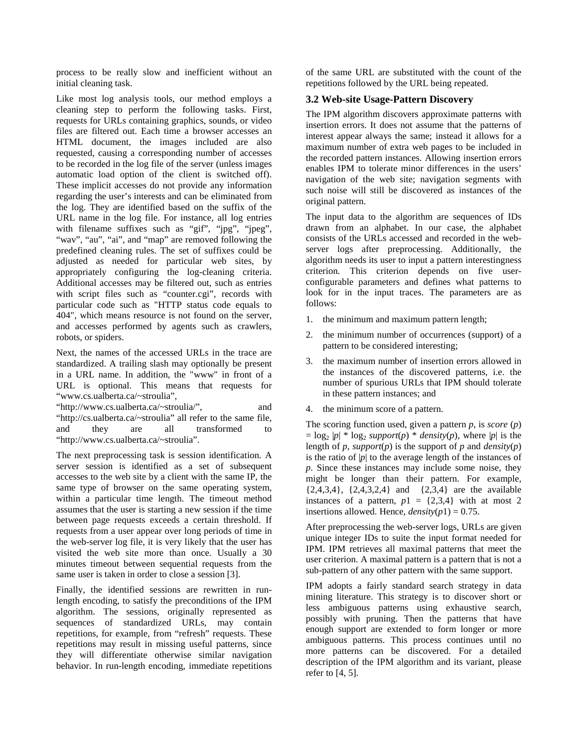process to be really slow and inefficient without an initial cleaning task.

Like most log analysis tools, our method employs a cleaning step to perform the following tasks. First, requests for URLs containing graphics, sounds, or video files are filtered out. Each time a browser accesses an HTML document, the images included are also requested, causing a corresponding number of accesses to be recorded in the log file of the server (unless images automatic load option of the client is switched off). These implicit accesses do not provide any information regarding the user's interests and can be eliminated from the log. They are identified based on the suffix of the URL name in the log file. For instance, all log entries with filename suffixes such as "gif", "jpg", "jpeg", "wav", "au", "ai", and "map" are removed following the predefined cleaning rules. The set of suffixes could be adjusted as needed for particular web sites, by appropriately configuring the log-cleaning criteria. Additional accesses may be filtered out, such as entries with script files such as "counter.cgi", records with particular code such as "HTTP status code equals to 404", which means resource is not found on the server, and accesses performed by agents such as crawlers, robots, or spiders.

Next, the names of the accessed URLs in the trace are standardized. A trailing slash may optionally be present in a URL name. In addition, the "www" in front of a URL is optional. This means that requests for "www.cs.ualberta.ca/~stroulia", "http://www.cs.ualberta.ca/~stroulia/", and "http://cs.ualberta.ca/~stroulia" all refer to the same file, and they are all transformed to "http://www.cs.ualberta.ca/~stroulia".

The next preprocessing task is session identification. A server session is identified as a set of subsequent accesses to the web site by a client with the same IP, the same type of browser on the same operating system, within a particular time length. The timeout method assumes that the user is starting a new session if the time between page requests exceeds a certain threshold. If requests from a user appear over long periods of time in the web-server log file, it is very likely that the user has visited the web site more than once. Usually a 30 minutes timeout between sequential requests from the same user is taken in order to close a session [3].

Finally, the identified sessions are rewritten in run-length encoding, to satisfy the preconditions of the IPM algorithm. The sessions, originally represented as sequences of standardized URLs, may contain repetitions, for example, from "refresh" requests. These repetitions may result in missing useful patterns, since they will differentiate otherwise similar navigation behavior. In run-length encoding, immediate repetitions of the same URL are substituted with the count of the repetitions followed by the URL being repeated.

### 3.2 Web-site Usage-Pattern Discovery

The IPM algorithm discovers approximate patterns with insertion errors. It does not assume that the patterns of interest appear always the same; instead it allows for a maximum number of extra web pages to be included in the recorded pattern instances. Allowing insertion errors enables IPM to tolerate minor differences in the users' navigation of the web site; navigation segments with such noise will still be discovered as instances of the original pattern.

The input data to the algorithm are sequences of IDs drawn from an alphabet. In our case, the alphabet consists of the URLs accessed and recorded in the web-server logs after preprocessing. Additionally, the algorithm needs its user to input a pattern interestingness criterion. This criterion depends on five user-configurable parameters and defines what patterns to look for in the input traces. The parameters are as follows:

1. the minimum and maximum pattern length;
2. the minimum number of occurrences (support) of a pattern to be considered interesting;
3. the maximum number of insertion errors allowed in the instances of the discovered patterns, i.e. the number of spurious URLs that IPM should tolerate in these pattern instances; and
4. the minimum score of a pattern.

The scoring function used, given a pattern $p$, is $score(p) = \log_2 |p| * \log_2 support(p) * density(p)$, where $|p|$ is the length of $p$, $support(p)$ is the support of $p$ and $density(p)$ is the ratio of $|p|$ to the average length of the instances of $p$. Since these instances may include some noise, they might be longer than their pattern. For example, {2,4,3,4}, {2,4,3,2,4} and {2,3,4} are the available instances of a pattern, $p1 = \{2,3,4\}$ with at most 2 insertions allowed. Hence, $density(p1) = 0.75$.

After preprocessing the web-server logs, URLs are given unique integer IDs to suite the input format needed for IPM. IPM retrieves all maximal patterns that meet the user criterion. A maximal pattern is a pattern that is not a sub-pattern of any other pattern with the same support.

IPM adopts a fairly standard search strategy in data mining literature. This strategy is to discover short or less ambiguous patterns using exhaustive search, possibly with pruning. Then the patterns that have enough support are extended to form longer or more ambiguous patterns. This process continues until no more patterns can be discovered. For a detailed description of the IPM algorithm and its variant, please refer to [4, 5].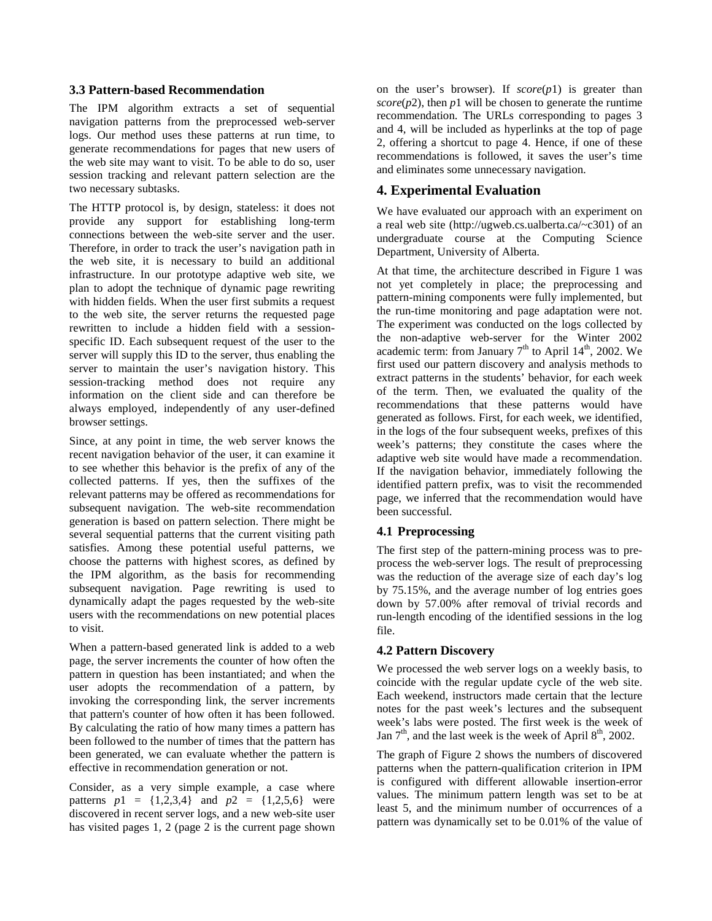### 3.3 Pattern-based Recommendation

The IPM algorithm extracts a set of sequential navigation patterns from the preprocessed web-server logs. Our method uses these patterns at run time, to generate recommendations for pages that new users of the web site may want to visit. To be able to do so, user session tracking and relevant pattern selection are the two necessary subtasks.

The HTTP protocol is, by design, stateless: it does not provide any support for establishing long-term connections between the web-site server and the user. Therefore, in order to track the user's navigation path in the web site, it is necessary to build an additional infrastructure. In our prototype adaptive web site, we plan to adopt the technique of dynamic page rewriting with hidden fields. When the user first submits a request to the web site, the server returns the requested page rewritten to include a hidden field with a session-specific ID. Each subsequent request of the user to the server will supply this ID to the server, thus enabling the server to maintain the user's navigation history. This session-tracking method does not require any information on the client side and can therefore be always employed, independently of any user-defined browser settings.

Since, at any point in time, the web server knows the recent navigation behavior of the user, it can examine it to see whether this behavior is the prefix of any of the collected patterns. If yes, then the suffixes of the relevant patterns may be offered as recommendations for subsequent navigation. The web-site recommendation generation is based on pattern selection. There might be several sequential patterns that the current visiting path satisfies. Among these potential useful patterns, we choose the patterns with highest scores, as defined by the IPM algorithm, as the basis for recommending subsequent navigation. Page rewriting is used to dynamically adapt the pages requested by the web-site users with the recommendations on new potential places to visit.

When a pattern-based generated link is added to a web page, the server increments the counter of how often the pattern in question has been instantiated; and when the user adopts the recommendation of a pattern, by invoking the corresponding link, the server increments that pattern's counter of how often it has been followed. By calculating the ratio of how many times a pattern has been followed to the number of times that the pattern has been generated, we can evaluate whether the pattern is effective in recommendation generation or not.

Consider, as a very simple example, a case where patterns $p1 = \{1,2,3,4\}$ and $p2 = \{1,2,5,6\}$ were discovered in recent server logs, and a new web-site user has visited pages 1, 2 (page 2 is the current page shown on the user's browser). If *score*($p1$) is greater than *score*($p2$), then $p1$ will be chosen to generate the runtime recommendation. The URLs corresponding to pages 3 and 4, will be included as hyperlinks at the top of page 2, offering a shortcut to page 4. Hence, if one of these recommendations is followed, it saves the user's time and eliminates some unnecessary navigation.

## 4. Experimental Evaluation

We have evaluated our approach with an experiment on a real web site (http://ugweb.cs.ualberta.ca/~c301) of an undergraduate course at the Computing Science Department, University of Alberta.

At that time, the architecture described in Figure 1 was not yet completely in place; the preprocessing and pattern-mining components were fully implemented, but the run-time monitoring and page adaptation were not. The experiment was conducted on the logs collected by the non-adaptive web-server for the Winter 2002 academic term: from January 7th to April 14th, 2002. We first used our pattern discovery and analysis methods to extract patterns in the students' behavior, for each week of the term. Then, we evaluated the quality of the recommendations that these patterns would have generated as follows. First, for each week, we identified, in the logs of the four subsequent weeks, prefixes of this week's patterns; they constitute the cases where the adaptive web site would have made a recommendation. If the navigation behavior, immediately following the identified pattern prefix, was to visit the recommended page, we inferred that the recommendation would have been successful.

### 4.1 Preprocessing

The first step of the pattern-mining process was to pre-process the web-server logs. The result of preprocessing was the reduction of the average size of each day's log by 75.15%, and the average number of log entries goes down by 57.00% after removal of trivial records and run-length encoding of the identified sessions in the log file.

### 4.2 Pattern Discovery

We processed the web server logs on a weekly basis, to coincide with the regular update cycle of the web site. Each weekend, instructors made certain that the lecture notes for the past week's lectures and the subsequent week's labs were posted. The first week is the week of Jan 7th, and the last week is the week of April 8th, 2002.

The graph of Figure 2 shows the numbers of discovered patterns when the pattern-qualification criterion in IPM is configured with different allowable insertion-error values. The minimum pattern length was set to be at least 5, and the minimum number of occurrences of a pattern was dynamically set to be 0.01% of the value of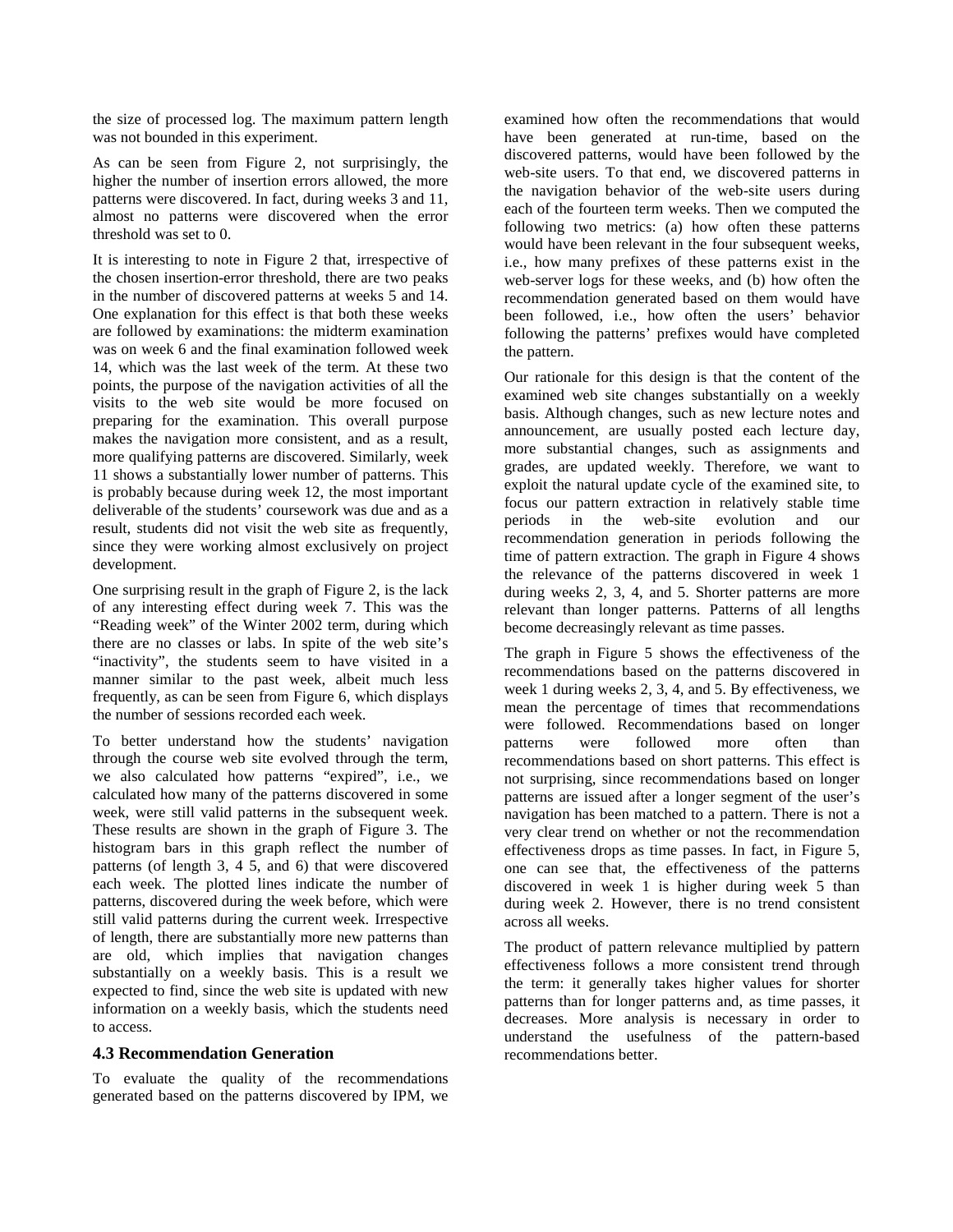the size of processed log. The maximum pattern length was not bounded in this experiment.

As can be seen from Figure 2, not surprisingly, the higher the number of insertion errors allowed, the more patterns were discovered. In fact, during weeks 3 and 11, almost no patterns were discovered when the error threshold was set to 0.

It is interesting to note in Figure 2 that, irrespective of the chosen insertion-error threshold, there are two peaks in the number of discovered patterns at weeks 5 and 14. One explanation for this effect is that both these weeks are followed by examinations: the midterm examination was on week 6 and the final examination followed week 14, which was the last week of the term. At these two points, the purpose of the navigation activities of all the visits to the web site would be more focused on preparing for the examination. This overall purpose makes the navigation more consistent, and as a result, more qualifying patterns are discovered. Similarly, week 11 shows a substantially lower number of patterns. This is probably because during week 12, the most important deliverable of the students' coursework was due and as a result, students did not visit the web site as frequently, since they were working almost exclusively on project development.

One surprising result in the graph of Figure 2, is the lack of any interesting effect during week 7. This was the "Reading week" of the Winter 2002 term, during which there are no classes or labs. In spite of the web site's "inactivity", the students seem to have visited in a manner similar to the past week, albeit much less frequently, as can be seen from Figure 6, which displays the number of sessions recorded each week.

To better understand how the students' navigation through the course web site evolved through the term, we also calculated how patterns "expired", i.e., we calculated how many of the patterns discovered in some week, were still valid patterns in the subsequent week. These results are shown in the graph of Figure 3. The histogram bars in this graph reflect the number of patterns (of length 3, 4 5, and 6) that were discovered each week. The plotted lines indicate the number of patterns, discovered during the week before, which were still valid patterns during the current week. Irrespective of length, there are substantially more new patterns than are old, which implies that navigation changes substantially on a weekly basis. This is a result we expected to find, since the web site is updated with new information on a weekly basis, which the students need to access.

### 4.3 Recommendation Generation

To evaluate the quality of the recommendations generated based on the patterns discovered by IPM, we examined how often the recommendations that would have been generated at run-time, based on the discovered patterns, would have been followed by the web-site users. To that end, we discovered patterns in the navigation behavior of the web-site users during each of the fourteen term weeks. Then we computed the following two metrics: (a) how often these patterns would have been relevant in the four subsequent weeks, i.e., how many prefixes of these patterns exist in the web-server logs for these weeks, and (b) how often the recommendation generated based on them would have been followed, i.e., how often the users' behavior following the patterns' prefixes would have completed the pattern.

Our rationale for this design is that the content of the examined web site changes substantially on a weekly basis. Although changes, such as new lecture notes and announcement, are usually posted each lecture day, more substantial changes, such as assignments and grades, are updated weekly. Therefore, we want to exploit the natural update cycle of the examined site, to focus our pattern extraction in relatively stable time periods in the web-site evolution and our recommendation generation in periods following the time of pattern extraction. The graph in Figure 4 shows the relevance of the patterns discovered in week 1 during weeks 2, 3, 4, and 5. Shorter patterns are more relevant than longer patterns. Patterns of all lengths become decreasingly relevant as time passes.

The graph in Figure 5 shows the effectiveness of the recommendations based on the patterns discovered in week 1 during weeks 2, 3, 4, and 5. By effectiveness, we mean the percentage of times that recommendations were followed. Recommendations based on longer patterns were followed more often than recommendations based on short patterns. This effect is not surprising, since recommendations based on longer patterns are issued after a longer segment of the user's navigation has been matched to a pattern. There is not a very clear trend on whether or not the recommendation effectiveness drops as time passes. In fact, in Figure 5, one can see that, the effectiveness of the patterns discovered in week 1 is higher during week 5 than during week 2. However, there is no trend consistent across all weeks.

The product of pattern relevance multiplied by pattern effectiveness follows a more consistent trend through the term: it generally takes higher values for shorter patterns than for longer patterns and, as time passes, it decreases. More analysis is necessary in order to understand the usefulness of the pattern-based recommendations better.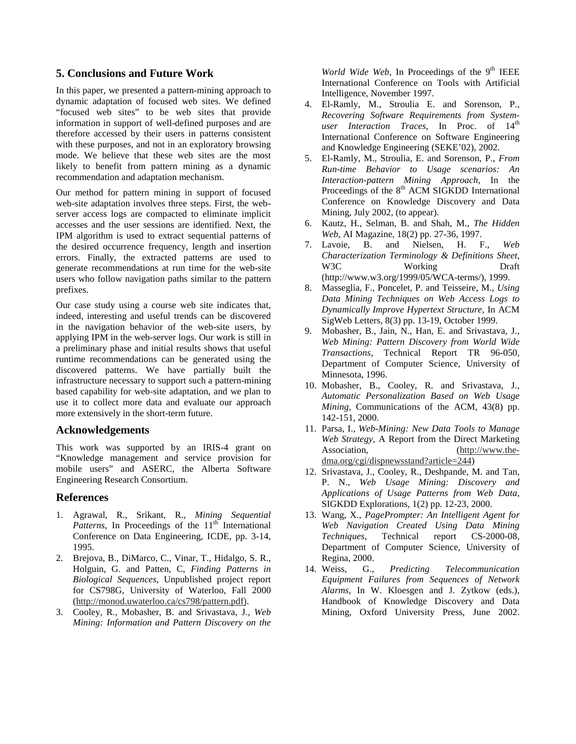## 5. Conclusions and Future Work

In this paper, we presented a pattern-mining approach to dynamic adaptation of focused web sites. We defined "focused web sites" to be web sites that provide information in support of well-defined purposes and are therefore accessed by their users in patterns consistent with these purposes, and not in an exploratory browsing mode. We believe that these web sites are the most likely to benefit from pattern mining as a dynamic recommendation and adaptation mechanism.

Our method for pattern mining in support of focused web-site adaptation involves three steps. First, the web-server access logs are compacted to eliminate implicit accesses and the user sessions are identified. Next, the IPM algorithm is used to extract sequential patterns of the desired occurrence frequency, length and insertion errors. Finally, the extracted patterns are used to generate recommendations at run time for the web-site users who follow navigation paths similar to the pattern prefixes.

Our case study using a course web site indicates that, indeed, interesting and useful trends can be discovered in the navigation behavior of the web-site users, by applying IPM in the web-server logs. Our work is still in a preliminary phase and initial results shows that useful runtime recommendations can be generated using the discovered patterns. We have partially built the infrastructure necessary to support such a pattern-mining based capability for web-site adaptation, and we plan to use it to collect more data and evaluate our approach more extensively in the short-term future.

### Acknowledgements

This work was supported by an IRIS-4 grant on "Knowledge management and service provision for mobile users" and ASERC, the Alberta Software Engineering Research Consortium.

### References

1. Agrawal, R., Srikant, R., *Mining Sequential Patterns*, In Proceedings of the 11th International Conference on Data Engineering, ICDE, pp. 3-14, 1995.
2. Brejova, B., DiMarco, C., Vinar, T., Hidalgo, S. R., Holguin, G. and Patten, C, *Finding Patterns in Biological Sequences*, Unpublished project report for CS798G, University of Waterloo, Fall 2000 (http://monod.uwaterloo.ca/cs798/pattern.pdf).
3. Cooley, R., Mobasher, B. and Srivastava, J., *Web Mining: Information and Pattern Discovery on the World Wide Web*, In Proceedings of the 9th IEEE International Conference on Tools with Artificial Intelligence, November 1997.
4. El-Ramly, M., Stroulia E. and Sorenson, P., *Recovering Software Requirements from System-user Interaction Traces*, In Proc. of 14th International Conference on Software Engineering and Knowledge Engineering (SEKE'02), 2002.
5. El-Ramly, M., Stroulia, E. and Sorenson, P., *From Run-time Behavior to Usage scenarios: An Interaction-pattern Mining Approach*, In the Proceedings of the 8th ACM SIGKDD International Conference on Knowledge Discovery and Data Mining, July 2002, (to appear).
6. Kautz, H., Selman, B. and Shah, M., *The Hidden Web*, AI Magazine, 18(2) pp. 27-36, 1997.
7. Lavoie, B. and Nielsen, H. F., *Web Characterization Terminology & Definitions Sheet*, W3C Working Draft (http://www.w3.org/1999/05/WCA-terms/), 1999.
8. Masseglia, F., Poncelet, P. and Teisseire, M., *Using Data Mining Techniques on Web Access Logs to Dynamically Improve Hypertext Structure*, In ACM SigWeb Letters, 8(3) pp. 13-19, October 1999.
9. Mobasher, B., Jain, N., Han, E. and Srivastava, J., *Web Mining: Pattern Discovery from World Wide Transactions*, Technical Report TR 96-050, Department of Computer Science, University of Minnesota, 1996.
10. Mobasher, B., Cooley, R. and Srivastava, J., *Automatic Personalization Based on Web Usage Mining*, Communications of the ACM, 43(8) pp. 142-151, 2000.
11. Parsa, I., *Web-Mining: New Data Tools to Manage Web Strategy*, A Report from the Direct Marketing Association, (http://www.the-dma.org/cgi/dispnewsstand?article=244)
12. Srivastava, J., Cooley, R., Deshpande, M. and Tan, P. N., *Web Usage Mining: Discovery and Applications of Usage Patterns from Web Data*, SIGKDD Explorations, 1(2) pp. 12-23, 2000.
13. Wang, X., *PagePrompter: An Intelligent Agent for Web Navigation Created Using Data Mining Techniques*, Technical report CS-2000-08, Department of Computer Science, University of Regina, 2000.
14. Weiss, G., *Predicting Telecommunication Equipment Failures from Sequences of Network Alarms*, In W. Kloesgen and J. Zytkow (eds.), Handbook of Knowledge Discovery and Data Mining, Oxford University Press, June 2002.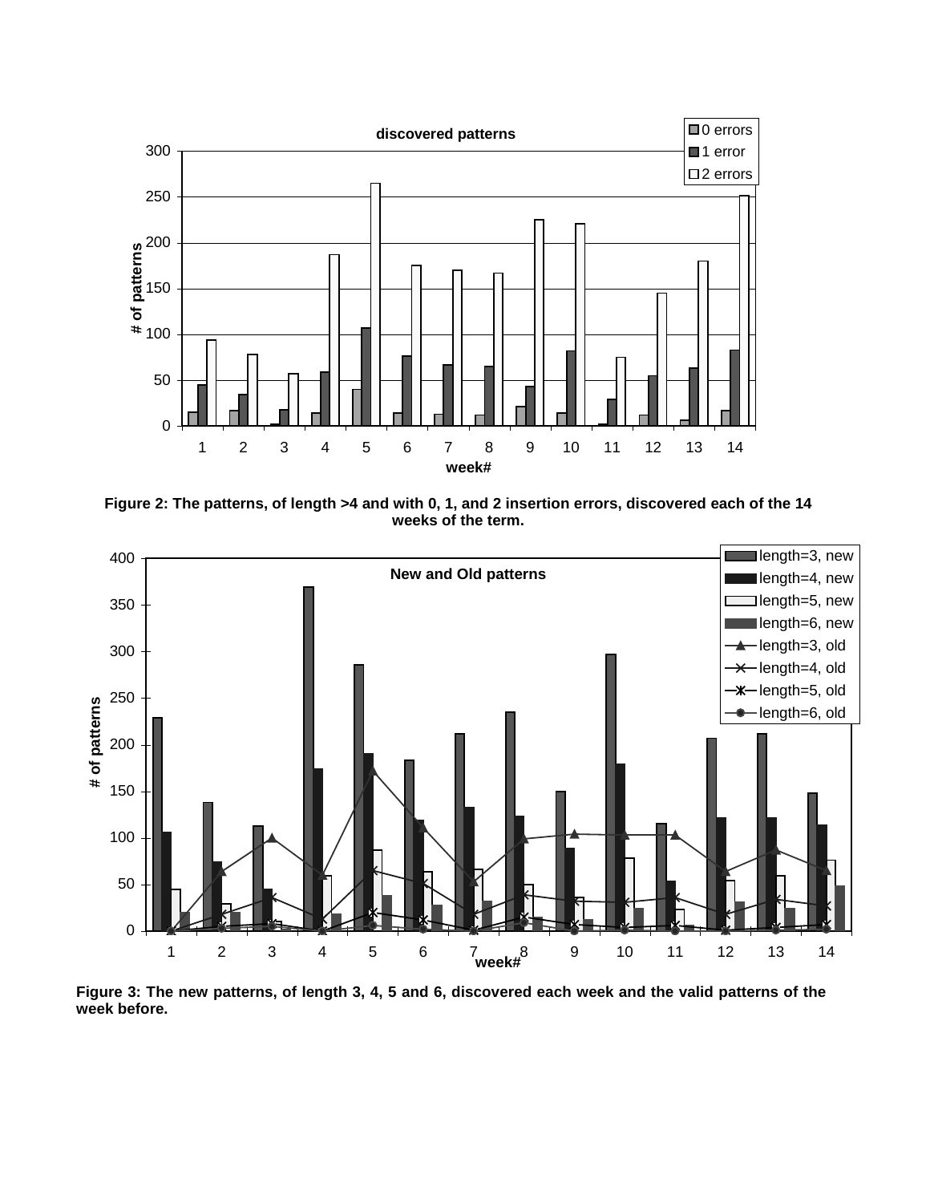Figure 2: The patterns, of length >4 and with 0, 1, and 2 insertion errors, discovered each of the 14 weeks of the term.

Figure 3: The new patterns, of length 3, 4, 5 and 6, discovered each week and the valid patterns of the week before.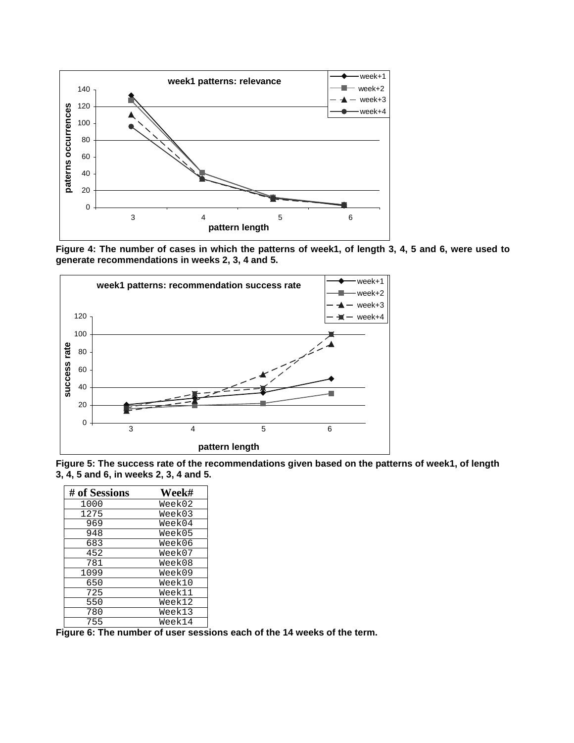week1 patterns: relevance

week+1
week+2
week+3
week+4

paterns occurrences

140
120
100
80
60
40
20
0

3
4
5
6

pattern length

**Figure 4: The number of cases in which the patterns of week1, of length 3, 4, 5 and 6, were used to generate recommendations in weeks 2, 3, 4 and 5.**

week1 patterns: recommendation success rate

week+1
week+2
week+3
week+4

success rate

120
100
80
60
40
20
0

3
4
5
6

pattern length

**Figure 5: The success rate of the recommendations given based on the patterns of week1, of length 3, 4, 5 and 6, in weeks 2, 3, 4 and 5.**

| # of Sessions | Week# |
|---|---|
| 1000 | Week02 |
| 1275 | Week03 |
| 969 | Week04 |
| 948 | Week05 |
| 683 | Week06 |
| 452 | Week07 |
| 781 | Week08 |
| 1099 | Week09 |
| 650 | Week10 |
| 725 | Week11 |
| 550 | Week12 |
| 780 | Week13 |
| 755 | Week14 |

**Figure 6: The number of user sessions each of the 14 weeks of the term.**